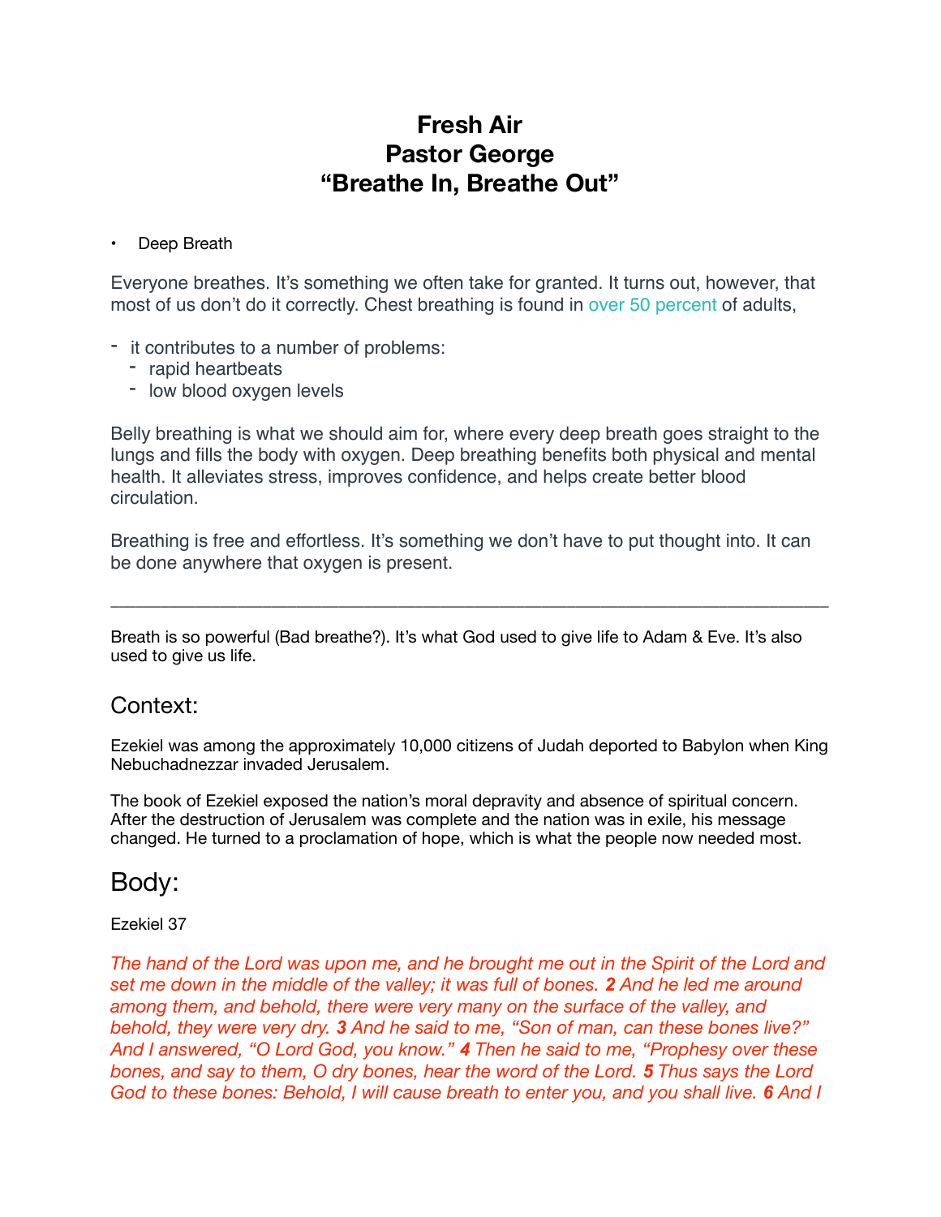# Fresh Air
# Pastor George
# "Breathe In, Breathe Out"

- Deep Breath

Everyone breathes. It's something we often take for granted. It turns out, however, that most of us don't do it correctly. Chest breathing is found in over 50 percent of adults,

- it contributes to a number of problems:
  - rapid heartbeats
  - low blood oxygen levels

Belly breathing is what we should aim for, where every deep breath goes straight to the lungs and fills the body with oxygen. Deep breathing benefits both physical and mental health. It alleviates stress, improves confidence, and helps create better blood circulation.

Breathing is free and effortless. It's something we don't have to put thought into. It can be done anywhere that oxygen is present.

---

Breath is so powerful (Bad breathe?). It's what God used to give life to Adam & Eve. It's also used to give us life.

## Context:

Ezekiel was among the approximately 10,000 citizens of Judah deported to Babylon when King Nebuchadnezzar invaded Jerusalem.

The book of Ezekiel exposed the nation's moral depravity and absence of spiritual concern. After the destruction of Jerusalem was complete and the nation was in exile, his message changed. He turned to a proclamation of hope, which is what the people now needed most.

## Body:

Ezekiel 37

*The hand of the Lord was upon me, and he brought me out in the Spirit of the Lord and set me down in the middle of the valley; it was full of bones.* ***2*** *And he led me around among them, and behold, there were very many on the surface of the valley, and behold, they were very dry.* ***3*** *And he said to me, "Son of man, can these bones live?" And I answered, "O Lord God, you know."* ***4*** *Then he said to me, "Prophesy over these bones, and say to them, O dry bones, hear the word of the Lord.* ***5*** *Thus says the Lord God to these bones: Behold, I will cause breath to enter you, and you shall live.* ***6*** *And I*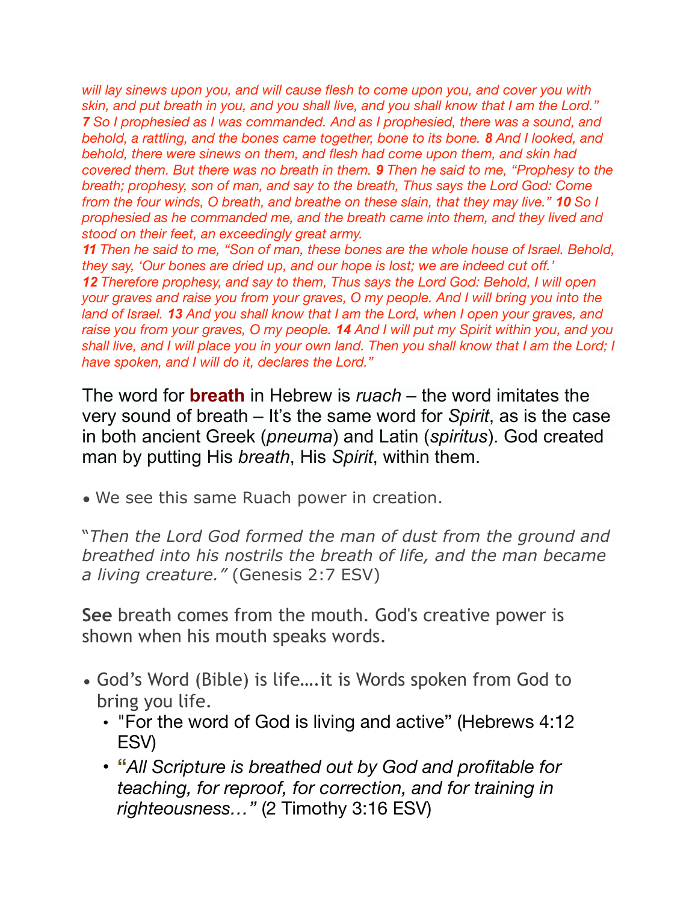*will lay sinews upon you, and will cause flesh to come upon you, and cover you with skin, and put breath in you, and you shall live, and you shall know that I am the Lord."* ***7*** *So I prophesied as I was commanded. And as I prophesied, there was a sound, and behold, a rattling, and the bones came together, bone to its bone.* ***8*** *And I looked, and behold, there were sinews on them, and flesh had come upon them, and skin had covered them. But there was no breath in them.* ***9*** *Then he said to me, "Prophesy to the breath; prophesy, son of man, and say to the breath, Thus says the Lord God: Come from the four winds, O breath, and breathe on these slain, that they may live."* ***10*** *So I prophesied as he commanded me, and the breath came into them, and they lived and stood on their feet, an exceedingly great army.*
***11*** *Then he said to me, "Son of man, these bones are the whole house of Israel. Behold, they say, 'Our bones are dried up, and our hope is lost; we are indeed cut off.'*
***12*** *Therefore prophesy, and say to them, Thus says the Lord God: Behold, I will open your graves and raise you from your graves, O my people. And I will bring you into the land of Israel.* ***13*** *And you shall know that I am the Lord, when I open your graves, and raise you from your graves, O my people.* ***14*** *And I will put my Spirit within you, and you shall live, and I will place you in your own land. Then you shall know that I am the Lord; I have spoken, and I will do it, declares the Lord."*

The word for **breath** in Hebrew is *ruach* – the word imitates the very sound of breath – It's the same word for *Spirit*, as is the case in both ancient Greek (*pneuma*) and Latin (*spiritus*). God created man by putting His *breath*, His *Spirit*, within them.

- We see this same Ruach power in creation.

"*Then the Lord God formed the man of dust from the ground and breathed into his nostrils the breath of life, and the man became a living creature."* (Genesis 2:7 ESV)

**See** breath comes from the mouth. God's creative power is shown when his mouth speaks words.

- God's Word (Bible) is life….it is Words spoken from God to bring you life.
  - "For the word of God is living and active" (Hebrews 4:12 ESV)
  - "*All Scripture is breathed out by God and profitable for teaching, for reproof, for correction, and for training in righteousness…"* (2 Timothy 3:16 ESV)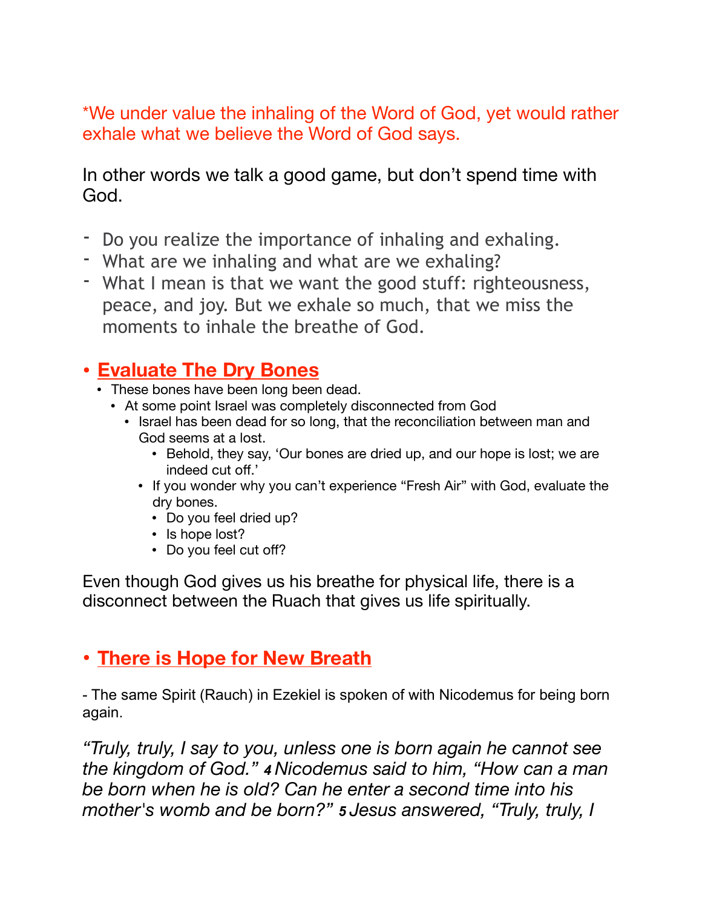*We under value the inhaling of the Word of God, yet would rather exhale what we believe the Word of God says.

In other words we talk a good game, but don't spend time with God.

- Do you realize the importance of inhaling and exhaling.
- What are we inhaling and what are we exhaling?
- What I mean is that we want the good stuff: righteousness, peace, and joy. But we exhale so much, that we miss the moments to inhale the breathe of God.

## • Evaluate The Dry Bones

- These bones have been long been dead.
  - At some point Israel was completely disconnected from God
    - Israel has been dead for so long, that the reconciliation between man and God seems at a lost.
      - Behold, they say, 'Our bones are dried up, and our hope is lost; we are indeed cut off.'
    - If you wonder why you can't experience "Fresh Air" with God, evaluate the dry bones.
      - Do you feel dried up?
      - Is hope lost?
      - Do you feel cut off?

Even though God gives us his breathe for physical life, there is a disconnect between the Ruach that gives us life spiritually.

## • There is Hope for New Breath

- The same Spirit (Rauch) in Ezekiel is spoken of with Nicodemus for being born again.

*"Truly, truly, I say to you, unless one is born again he cannot see the kingdom of God." **4** Nicodemus said to him, "How can a man be born when he is old? Can he enter a second time into his mother's womb and be born?" **5** Jesus answered, "Truly, truly, I*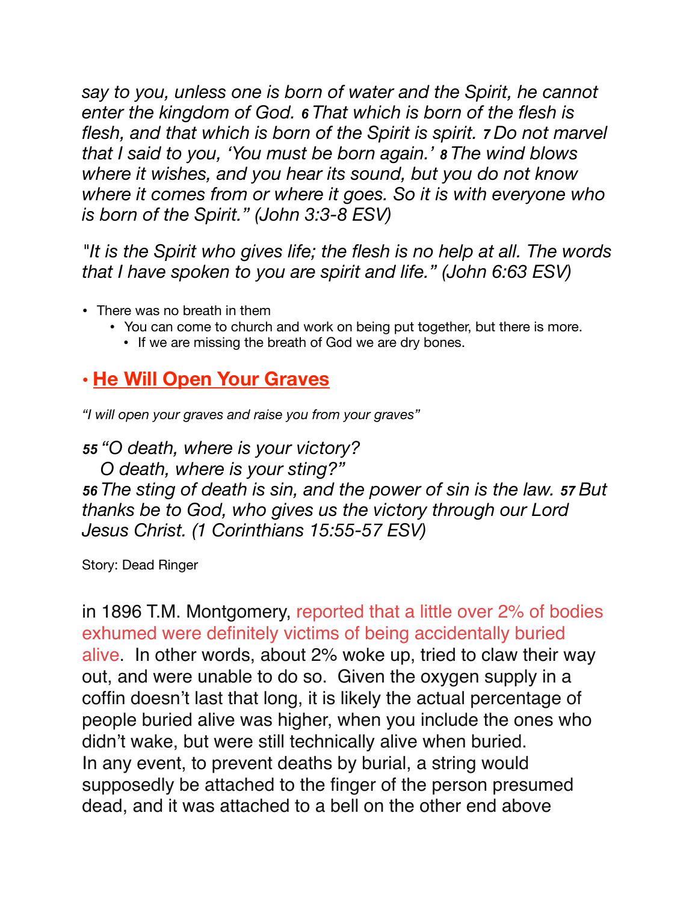*say to you, unless one is born of water and the Spirit, he cannot enter the kingdom of God.* ***6*** *That which is born of the flesh is flesh, and that which is born of the Spirit is spirit.* ***7*** *Do not marvel that I said to you, 'You must be born again.'* ***8*** *The wind blows where it wishes, and you hear its sound, but you do not know where it comes from or where it goes. So it is with everyone who is born of the Spirit." (John 3:3-8 ESV)*

*"It is the Spirit who gives life; the flesh is no help at all. The words that I have spoken to you are spirit and life." (John 6:63 ESV)*

- There was no breath in them
    - You can come to church and work on being put together, but there is more.
        - If we are missing the breath of God we are dry bones.

## • **He Will Open Your Graves**

*"I will open your graves and raise you from your graves"*

***55*** *"O death, where is your victory?*
*O death, where is your sting?"*
***56*** *The sting of death is sin, and the power of sin is the law.* ***57*** *But thanks be to God, who gives us the victory through our Lord Jesus Christ. (1 Corinthians 15:55-57 ESV)*

Story: Dead Ringer

in 1896 T.M. Montgomery, reported that a little over 2% of bodies exhumed were definitely victims of being accidentally buried alive. In other words, about 2% woke up, tried to claw their way out, and were unable to do so. Given the oxygen supply in a coffin doesn't last that long, it is likely the actual percentage of people buried alive was higher, when you include the ones who didn't wake, but were still technically alive when buried.
In any event, to prevent deaths by burial, a string would supposedly be attached to the finger of the person presumed dead, and it was attached to a bell on the other end above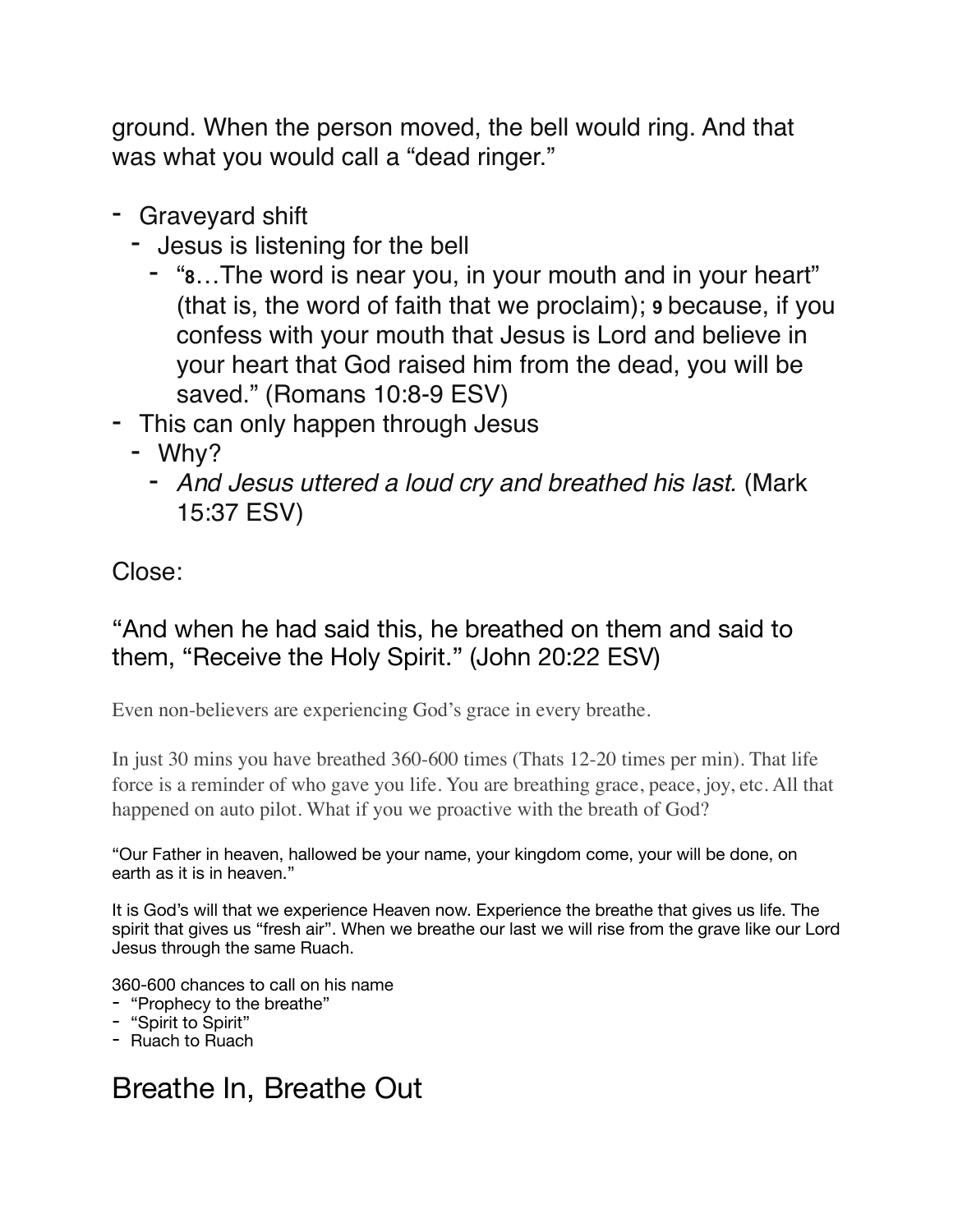ground. When the person moved, the bell would ring. And that was what you would call a "dead ringer."

- Graveyard shift
  - Jesus is listening for the bell
    - "**8**…The word is near you, in your mouth and in your heart" (that is, the word of faith that we proclaim); **9** because, if you confess with your mouth that Jesus is Lord and believe in your heart that God raised him from the dead, you will be saved." (Romans 10:8-9 ESV)
- This can only happen through Jesus
  - Why?
    - *And Jesus uttered a loud cry and breathed his last.* (Mark 15:37 ESV)

Close:

"And when he had said this, he breathed on them and said to them, "Receive the Holy Spirit." (John 20:22 ESV)

Even non-believers are experiencing God's grace in every breathe.

In just 30 mins you have breathed 360-600 times (Thats 12-20 times per min). That life force is a reminder of who gave you life. You are breathing grace, peace, joy, etc. All that happened on auto pilot. What if you we proactive with the breath of God?

"Our Father in heaven, hallowed be your name, your kingdom come, your will be done, on earth as it is in heaven."

It is God's will that we experience Heaven now. Experience the breathe that gives us life. The spirit that gives us "fresh air". When we breathe our last we will rise from the grave like our Lord Jesus through the same Ruach.

360-600 chances to call on his name
- "Prophecy to the breathe"
- "Spirit to Spirit"
- Ruach to Ruach

# Breathe In, Breathe Out